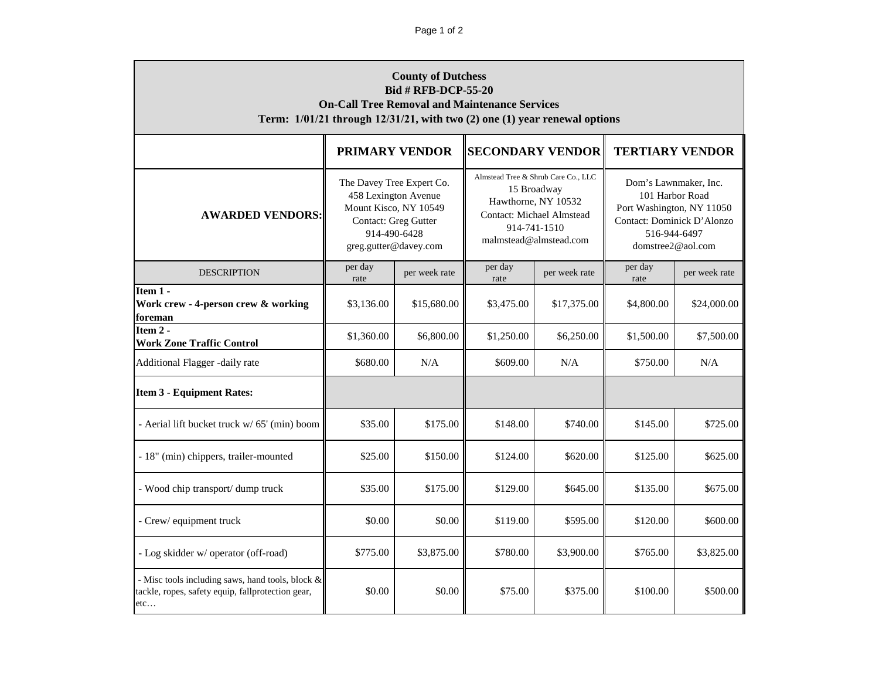**County of Dutchess**
**Bid # RFB-DCP-55-20**
**On-Call Tree Removal and Maintenance Services**
**Term: 1/01/21 through 12/31/21, with two (2) one (1) year renewal options**

| | **PRIMARY VENDOR** | | **SECONDARY VENDOR** | | **TERTIARY VENDOR** | |
|---|---|---|---|---|---|---|
| **AWARDED VENDORS:** | The Davey Tree Expert Co.<br>458 Lexington Avenue<br>Mount Kisco, NY 10549<br>Contact: Greg Gutter<br>914-490-6428<br>greg.gutter@davey.com | | Almstead Tree & Shrub Care Co., LLC<br>15 Broadway<br>Hawthorne, NY 10532<br>Contact: Michael Almstead<br>914-741-1510<br>malmstead@almstead.com | | Dom's Lawnmaker, Inc.<br>101 Harbor Road<br>Port Washington, NY 11050<br>Contact: Dominick D'Alonzo<br>516-944-6497<br>domstree2@aol.com | |
| DESCRIPTION | per day rate | per week rate | per day rate | per week rate | per day rate | per week rate |
| **Item 1 -**<br>**Work crew - 4-person crew & working foreman** | $3,136.00 | $15,680.00 | $3,475.00 | $17,375.00 | $4,800.00 | $24,000.00 |
| **Item 2 -**<br>**Work Zone Traffic Control** | $1,360.00 | $6,800.00 | $1,250.00 | $6,250.00 | $1,500.00 | $7,500.00 |
| Additional Flagger -daily rate | $680.00 | N/A | $609.00 | N/A | $750.00 | N/A |
| **Item 3 - Equipment Rates:** | | | | | | |
| - Aerial lift bucket truck w/ 65' (min) boom | $35.00 | $175.00 | $148.00 | $740.00 | $145.00 | $725.00 |
| - 18" (min) chippers, trailer-mounted | $25.00 | $150.00 | $124.00 | $620.00 | $125.00 | $625.00 |
| - Wood chip transport/ dump truck | $35.00 | $175.00 | $129.00 | $645.00 | $135.00 | $675.00 |
| - Crew/ equipment truck | $0.00 | $0.00 | $119.00 | $595.00 | $120.00 | $600.00 |
| - Log skidder w/ operator (off-road) | $775.00 | $3,875.00 | $780.00 | $3,900.00 | $765.00 | $3,825.00 |
| - Misc tools including saws, hand tools, block & tackle, ropes, safety equip, fallprotection gear, etc… | $0.00 | $0.00 | $75.00 | $375.00 | $100.00 | $500.00 |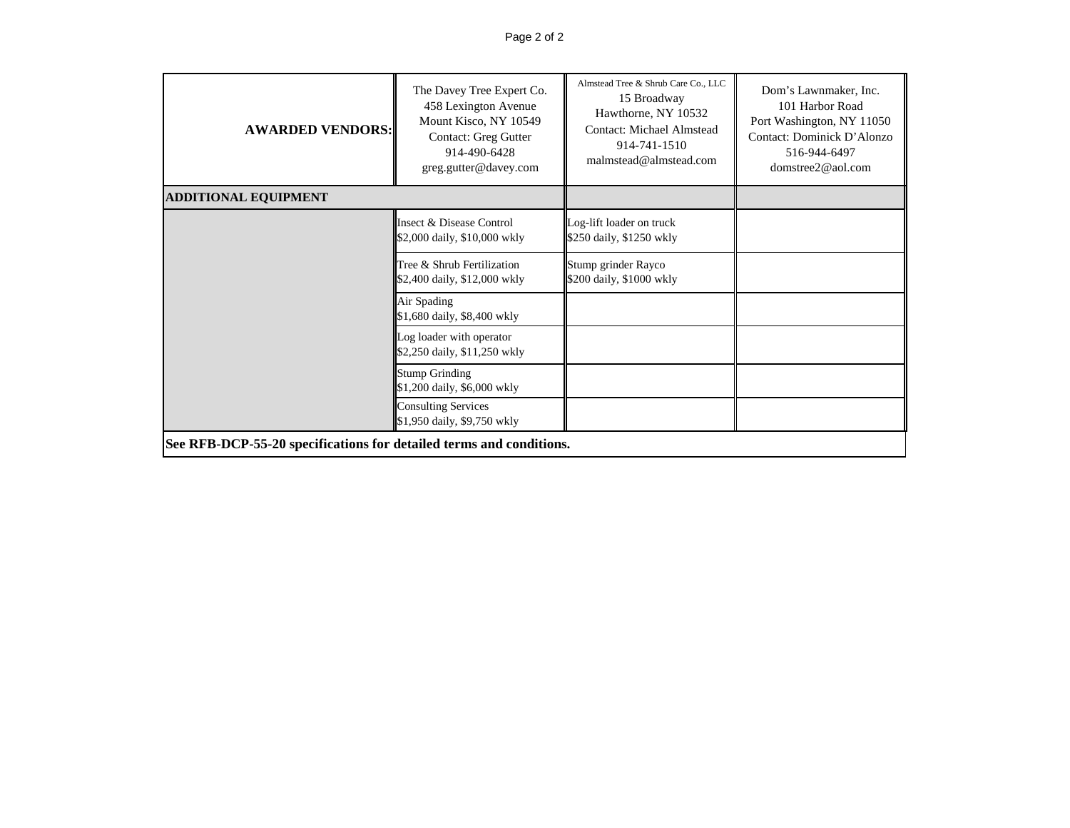| AWARDED VENDORS: | The Davey Tree Expert Co.<br>458 Lexington Avenue<br>Mount Kisco, NY 10549<br>Contact: Greg Gutter<br>914-490-6428<br>greg.gutter@davey.com | Almstead Tree & Shrub Care Co., LLC<br>15 Broadway<br>Hawthorne, NY 10532<br>Contact: Michael Almstead<br>914-741-1510<br>malmstead@almstead.com | Dom's Lawnmaker, Inc.<br>101 Harbor Road<br>Port Washington, NY 11050<br>Contact: Dominick D'Alonzo<br>516-944-6497<br>domstree2@aol.com |
|---|---|---|---|
| **ADDITIONAL EQUIPMENT** | | | |
| | Insect & Disease Control<br>$2,000 daily, $10,000 wkly | Log-lift loader on truck<br>$250 daily, $1250 wkly | |
| | Tree & Shrub Fertilization<br>$2,400 daily, $12,000 wkly | Stump grinder Rayco<br>$200 daily, $1000 wkly | |
| | Air Spading<br>$1,680 daily, $8,400 wkly | | |
| | Log loader with operator<br>$2,250 daily, $11,250 wkly | | |
| | Stump Grinding<br>$1,200 daily, $6,000 wkly | | |
| | Consulting Services<br>$1,950 daily, $9,750 wkly | | |

**See RFB-DCP-55-20 specifications for detailed terms and conditions.**